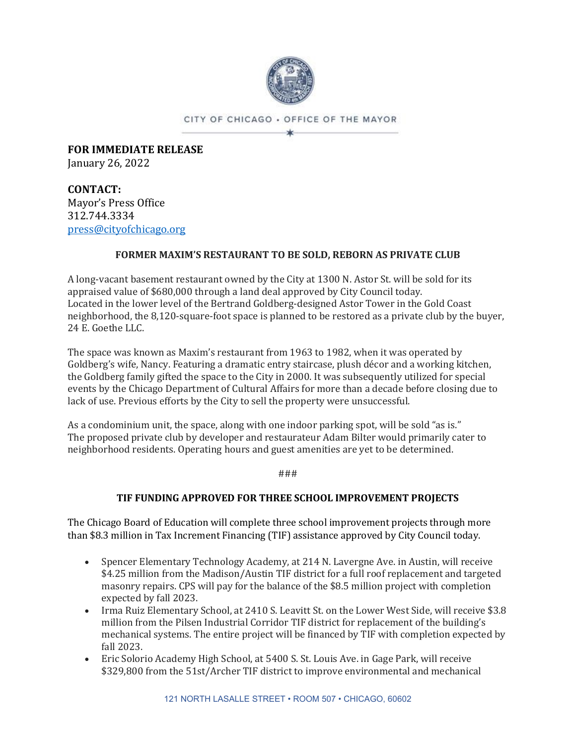CITY OF CHICAGO • OFFICE OF THE MAYOR

**FOR IMMEDIATE RELEASE**
January 26, 2022

**CONTACT:**
Mayor's Press Office
312.744.3334
press@cityofchicago.org

**FORMER MAXIM'S RESTAURANT TO BE SOLD, REBORN AS PRIVATE CLUB**

A long-vacant basement restaurant owned by the City at 1300 N. Astor St. will be sold for its appraised value of $680,000 through a land deal approved by City Council today. Located in the lower level of the Bertrand Goldberg-designed Astor Tower in the Gold Coast neighborhood, the 8,120-square-foot space is planned to be restored as a private club by the buyer, 24 E. Goethe LLC.

The space was known as Maxim's restaurant from 1963 to 1982, when it was operated by Goldberg's wife, Nancy. Featuring a dramatic entry staircase, plush décor and a working kitchen, the Goldberg family gifted the space to the City in 2000. It was subsequently utilized for special events by the Chicago Department of Cultural Affairs for more than a decade before closing due to lack of use. Previous efforts by the City to sell the property were unsuccessful.

As a condominium unit, the space, along with one indoor parking spot, will be sold "as is." The proposed private club by developer and restaurateur Adam Bilter would primarily cater to neighborhood residents. Operating hours and guest amenities are yet to be determined.

###

**TIF FUNDING APPROVED FOR THREE SCHOOL IMPROVEMENT PROJECTS**

The Chicago Board of Education will complete three school improvement projects through more than $8.3 million in Tax Increment Financing (TIF) assistance approved by City Council today.

- Spencer Elementary Technology Academy, at 214 N. Lavergne Ave. in Austin, will receive $4.25 million from the Madison/Austin TIF district for a full roof replacement and targeted masonry repairs. CPS will pay for the balance of the $8.5 million project with completion expected by fall 2023.
- Irma Ruiz Elementary School, at 2410 S. Leavitt St. on the Lower West Side, will receive $3.8 million from the Pilsen Industrial Corridor TIF district for replacement of the building's mechanical systems. The entire project will be financed by TIF with completion expected by fall 2023.
- Eric Solorio Academy High School, at 5400 S. St. Louis Ave. in Gage Park, will receive $329,800 from the 51st/Archer TIF district to improve environmental and mechanical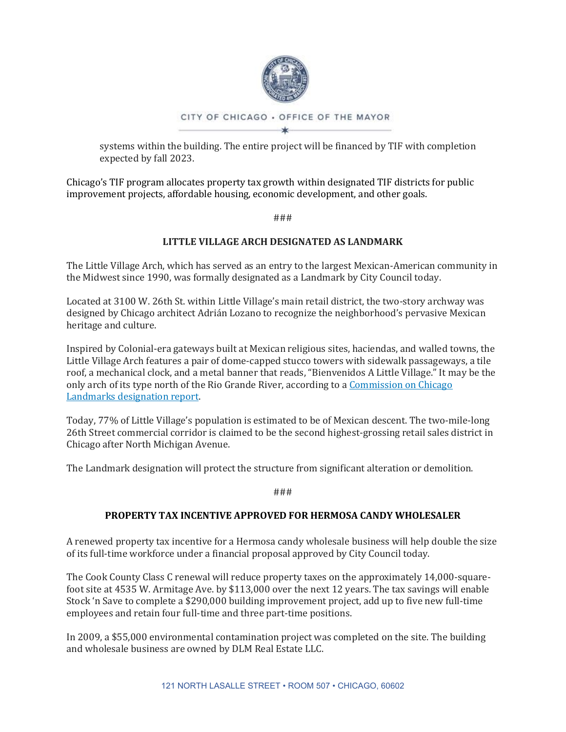systems within the building. The entire project will be financed by TIF with completion expected by fall 2023.

Chicago's TIF program allocates property tax growth within designated TIF districts for public improvement projects, affordable housing, economic development, and other goals.

###

**LITTLE VILLAGE ARCH DESIGNATED AS LANDMARK**

The Little Village Arch, which has served as an entry to the largest Mexican-American community in the Midwest since 1990, was formally designated as a Landmark by City Council today.

Located at 3100 W. 26th St. within Little Village's main retail district, the two-story archway was designed by Chicago architect Adrián Lozano to recognize the neighborhood's pervasive Mexican heritage and culture.

Inspired by Colonial-era gateways built at Mexican religious sites, haciendas, and walled towns, the Little Village Arch features a pair of dome-capped stucco towers with sidewalk passageways, a tile roof, a mechanical clock, and a metal banner that reads, "Bienvenidos A Little Village." It may be the only arch of its type north of the Rio Grande River, according to a Commission on Chicago Landmarks designation report.

Today, 77% of Little Village's population is estimated to be of Mexican descent. The two-mile-long 26th Street commercial corridor is claimed to be the second highest-grossing retail sales district in Chicago after North Michigan Avenue.

The Landmark designation will protect the structure from significant alteration or demolition.

###

**PROPERTY TAX INCENTIVE APPROVED FOR HERMOSA CANDY WHOLESALER**

A renewed property tax incentive for a Hermosa candy wholesale business will help double the size of its full-time workforce under a financial proposal approved by City Council today.

The Cook County Class C renewal will reduce property taxes on the approximately 14,000-square-foot site at 4535 W. Armitage Ave. by $113,000 over the next 12 years. The tax savings will enable Stock 'n Save to complete a $290,000 building improvement project, add up to five new full-time employees and retain four full-time and three part-time positions.

In 2009, a $55,000 environmental contamination project was completed on the site. The building and wholesale business are owned by DLM Real Estate LLC.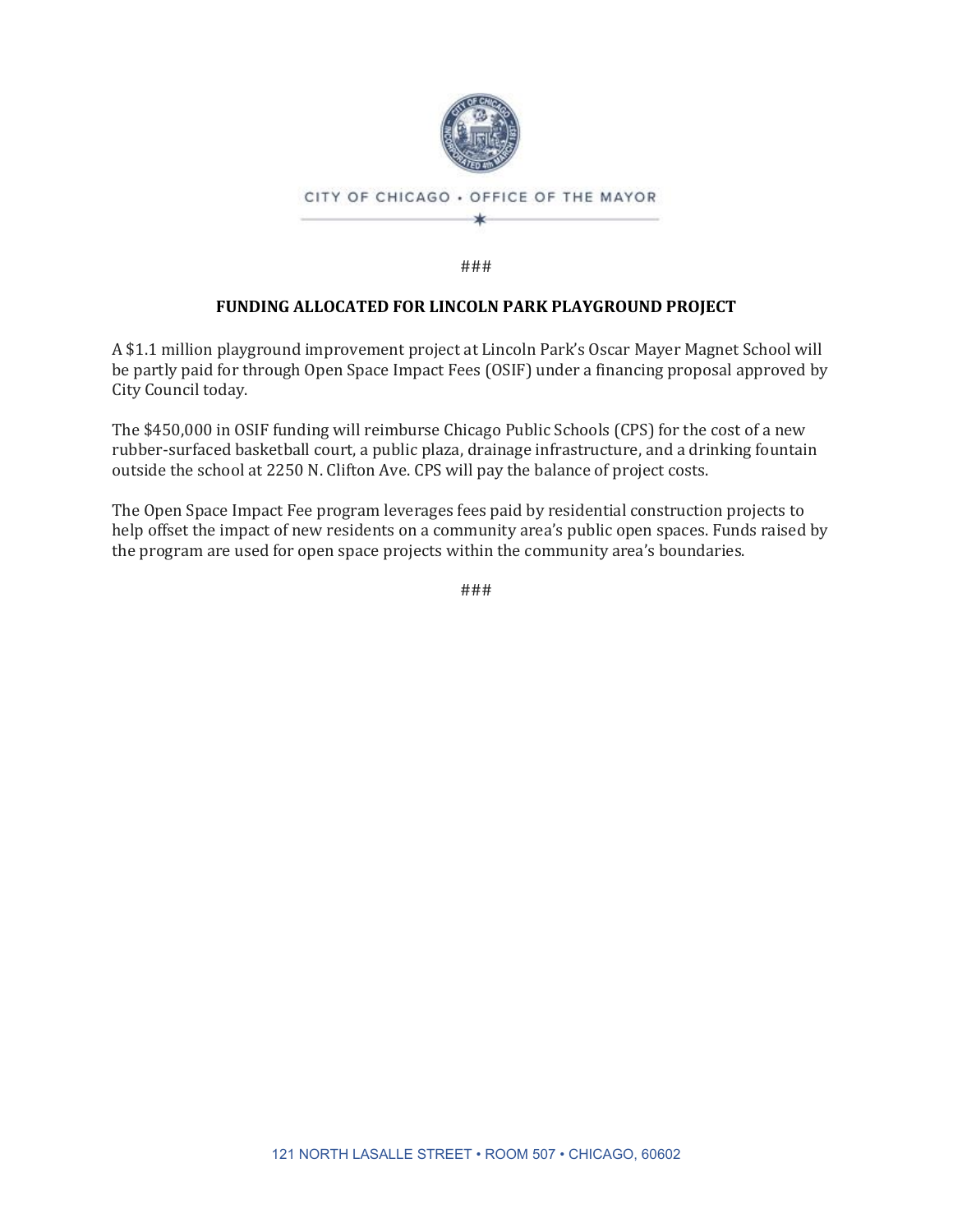CITY OF CHICAGO • OFFICE OF THE MAYOR

###

**FUNDING ALLOCATED FOR LINCOLN PARK PLAYGROUND PROJECT**

A $1.1 million playground improvement project at Lincoln Park's Oscar Mayer Magnet School will be partly paid for through Open Space Impact Fees (OSIF) under a financing proposal approved by City Council today.

The $450,000 in OSIF funding will reimburse Chicago Public Schools (CPS) for the cost of a new rubber-surfaced basketball court, a public plaza, drainage infrastructure, and a drinking fountain outside the school at 2250 N. Clifton Ave. CPS will pay the balance of project costs.

The Open Space Impact Fee program leverages fees paid by residential construction projects to help offset the impact of new residents on a community area's public open spaces. Funds raised by the program are used for open space projects within the community area's boundaries.

###

121 NORTH LASALLE STREET • ROOM 507 • CHICAGO, 60602